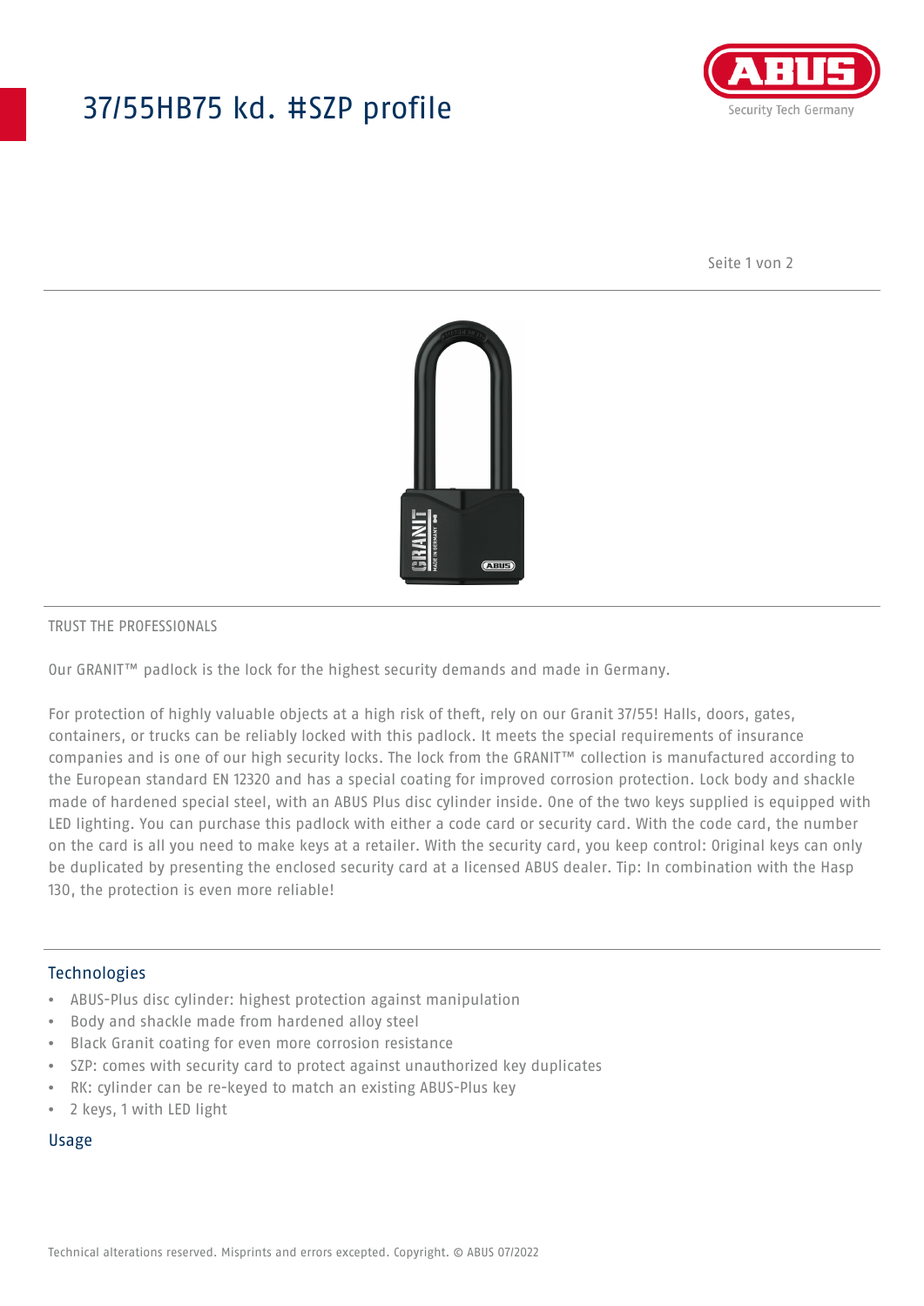# 37/55HB75 kd. #SZP profile

TRUST THE PROFESSIONALS

Our GRANIT™ padlock is the lock for the highest security demands and made in Germany.

For protection of highly valuable objects at a high risk of theft, rely on our Granit 37/55! Halls, doors, gates, containers, or trucks can be reliably locked with this padlock. It meets the special requirements of insurance companies and is one of our high security locks. The lock from the GRANIT™ collection is manufactured according to the European standard EN 12320 and has a special coating for improved corrosion protection. Lock body and shackle made of hardened special steel, with an ABUS Plus disc cylinder inside. One of the two keys supplied is equipped with LED lighting. You can purchase this padlock with either a code card or security card. With the code card, the number on the card is all you need to make keys at a retailer. With the security card, you keep control: Original keys can only be duplicated by presenting the enclosed security card at a licensed ABUS dealer. Tip: In combination with the Hasp 130, the protection is even more reliable!

## Technologies

- ABUS-Plus disc cylinder: highest protection against manipulation
- Body and shackle made from hardened alloy steel
- Black Granit coating for even more corrosion resistance
- SZP: comes with security card to protect against unauthorized key duplicates
- RK: cylinder can be re-keyed to match an existing ABUS-Plus key
- 2 keys, 1 with LED light

## Usage

Technical alterations reserved. Misprints and errors excepted. Copyright. © ABUS 07/2022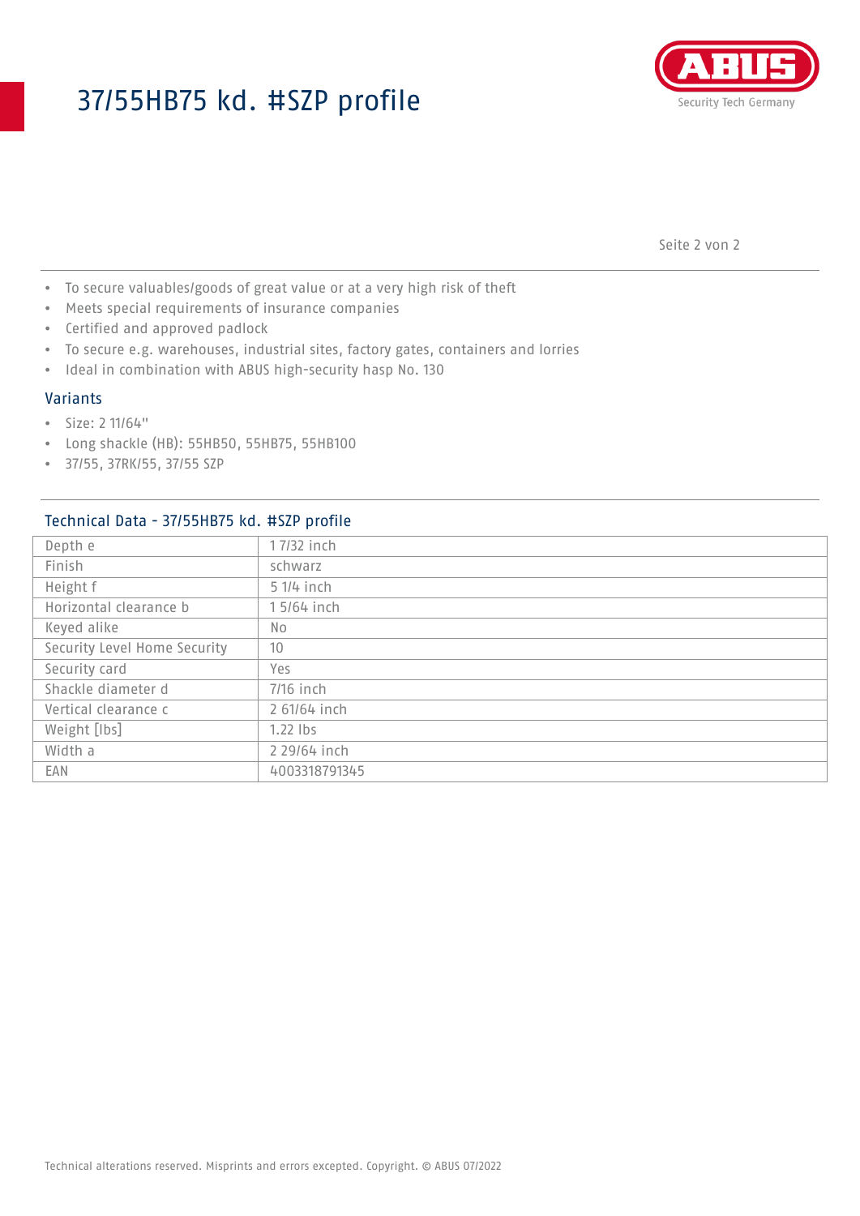# 37/55HB75 kd. #SZP profile

- To secure valuables/goods of great value or at a very high risk of theft
- Meets special requirements of insurance companies
- Certified and approved padlock
- To secure e.g. warehouses, industrial sites, factory gates, containers and lorries
- Ideal in combination with ABUS high-security hasp No. 130

## Variants

- Size: 2 11/64"
- Long shackle (HB): 55HB50, 55HB75, 55HB100
- 37/55, 37RK/55, 37/55 SZP

## Technical Data - 37/55HB75 kd. #SZP profile

| | |
|---|---|
| Depth e | 1 7/32 inch |
| Finish | schwarz |
| Height f | 5 1/4 inch |
| Horizontal clearance b | 1 5/64 inch |
| Keyed alike | No |
| Security Level Home Security | 10 |
| Security card | Yes |
| Shackle diameter d | 7/16 inch |
| Vertical clearance c | 2 61/64 inch |
| Weight [lbs] | 1.22 lbs |
| Width a | 2 29/64 inch |
| EAN | 4003318791345 |

Technical alterations reserved. Misprints and errors excepted. Copyright. © ABUS 07/2022